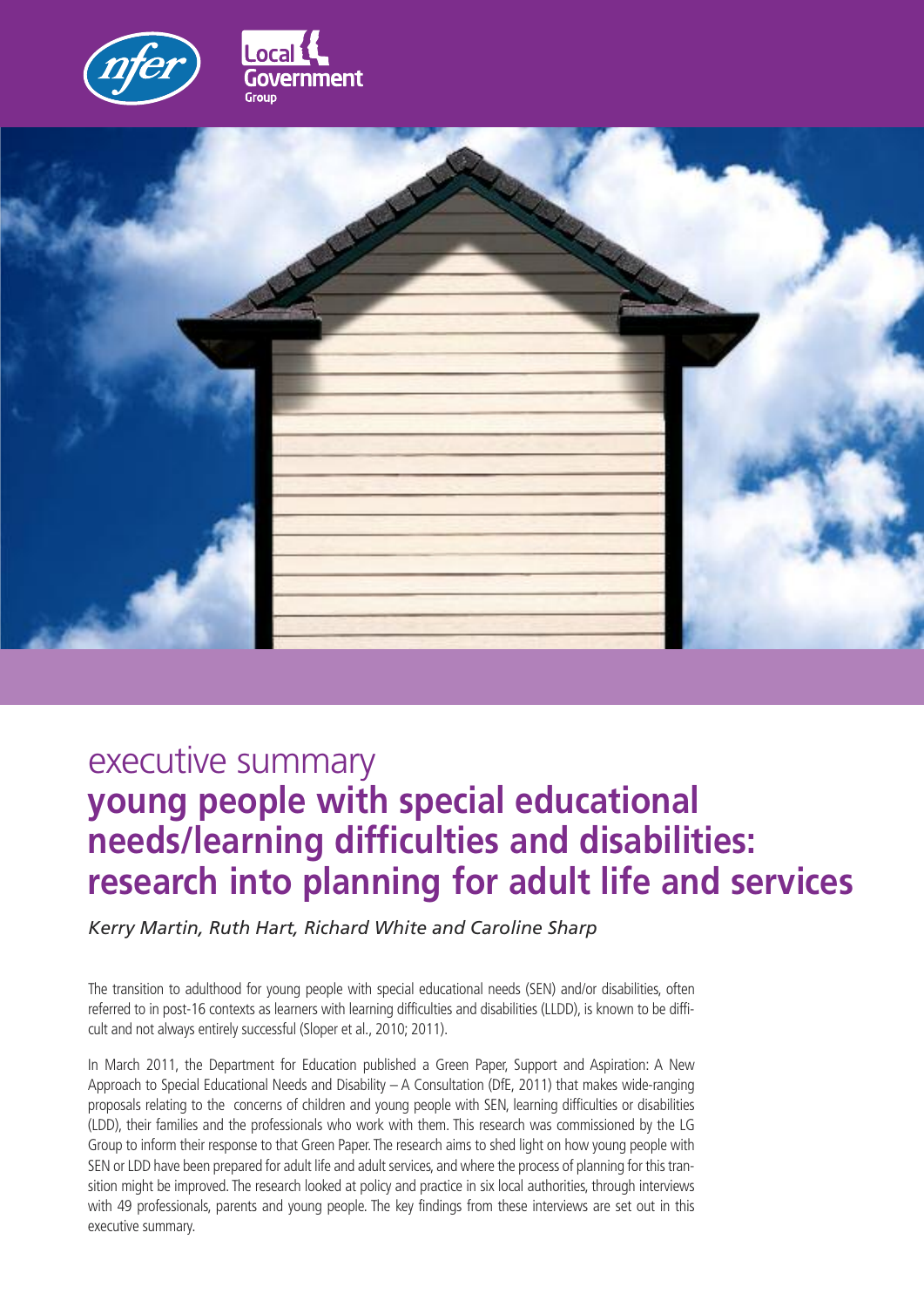nfer

Local Government Group

executive summary

# young people with special educational needs/learning difficulties and disabilities: research into planning for adult life and services

*Kerry Martin, Ruth Hart, Richard White and Caroline Sharp*

The transition to adulthood for young people with special educational needs (SEN) and/or disabilities, often referred to in post-16 contexts as learners with learning difficulties and disabilities (LLDD), is known to be difficult and not always entirely successful (Sloper et al., 2010; 2011).

In March 2011, the Department for Education published a Green Paper, Support and Aspiration: A New Approach to Special Educational Needs and Disability – A Consultation (DfE, 2011) that makes wide-ranging proposals relating to the concerns of children and young people with SEN, learning difficulties or disabilities (LDD), their families and the professionals who work with them. This research was commissioned by the LG Group to inform their response to that Green Paper. The research aims to shed light on how young people with SEN or LDD have been prepared for adult life and adult services, and where the process of planning for this transition might be improved. The research looked at policy and practice in six local authorities, through interviews with 49 professionals, parents and young people. The key findings from these interviews are set out in this executive summary.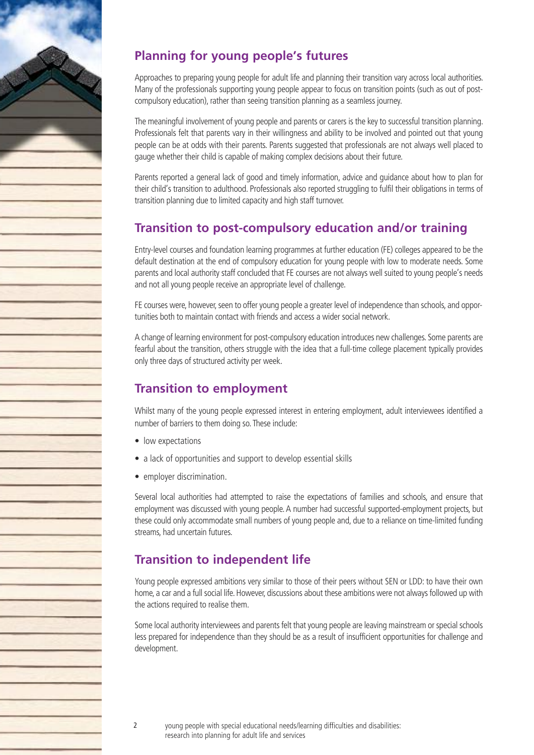## Planning for young people's futures

Approaches to preparing young people for adult life and planning their transition vary across local authorities. Many of the professionals supporting young people appear to focus on transition points (such as out of post-compulsory education), rather than seeing transition planning as a seamless journey.

The meaningful involvement of young people and parents or carers is the key to successful transition planning. Professionals felt that parents vary in their willingness and ability to be involved and pointed out that young people can be at odds with their parents. Parents suggested that professionals are not always well placed to gauge whether their child is capable of making complex decisions about their future.

Parents reported a general lack of good and timely information, advice and guidance about how to plan for their child's transition to adulthood. Professionals also reported struggling to fulfil their obligations in terms of transition planning due to limited capacity and high staff turnover.

## Transition to post-compulsory education and/or training

Entry-level courses and foundation learning programmes at further education (FE) colleges appeared to be the default destination at the end of compulsory education for young people with low to moderate needs. Some parents and local authority staff concluded that FE courses are not always well suited to young people's needs and not all young people receive an appropriate level of challenge.

FE courses were, however, seen to offer young people a greater level of independence than schools, and opportunities both to maintain contact with friends and access a wider social network.

A change of learning environment for post-compulsory education introduces new challenges. Some parents are fearful about the transition, others struggle with the idea that a full-time college placement typically provides only three days of structured activity per week.

## Transition to employment

Whilst many of the young people expressed interest in entering employment, adult interviewees identified a number of barriers to them doing so. These include:

- low expectations
- a lack of opportunities and support to develop essential skills
- employer discrimination.

Several local authorities had attempted to raise the expectations of families and schools, and ensure that employment was discussed with young people. A number had successful supported-employment projects, but these could only accommodate small numbers of young people and, due to a reliance on time-limited funding streams, had uncertain futures.

## Transition to independent life

Young people expressed ambitions very similar to those of their peers without SEN or LDD: to have their own home, a car and a full social life. However, discussions about these ambitions were not always followed up with the actions required to realise them.

Some local authority interviewees and parents felt that young people are leaving mainstream or special schools less prepared for independence than they should be as a result of insufficient opportunities for challenge and development.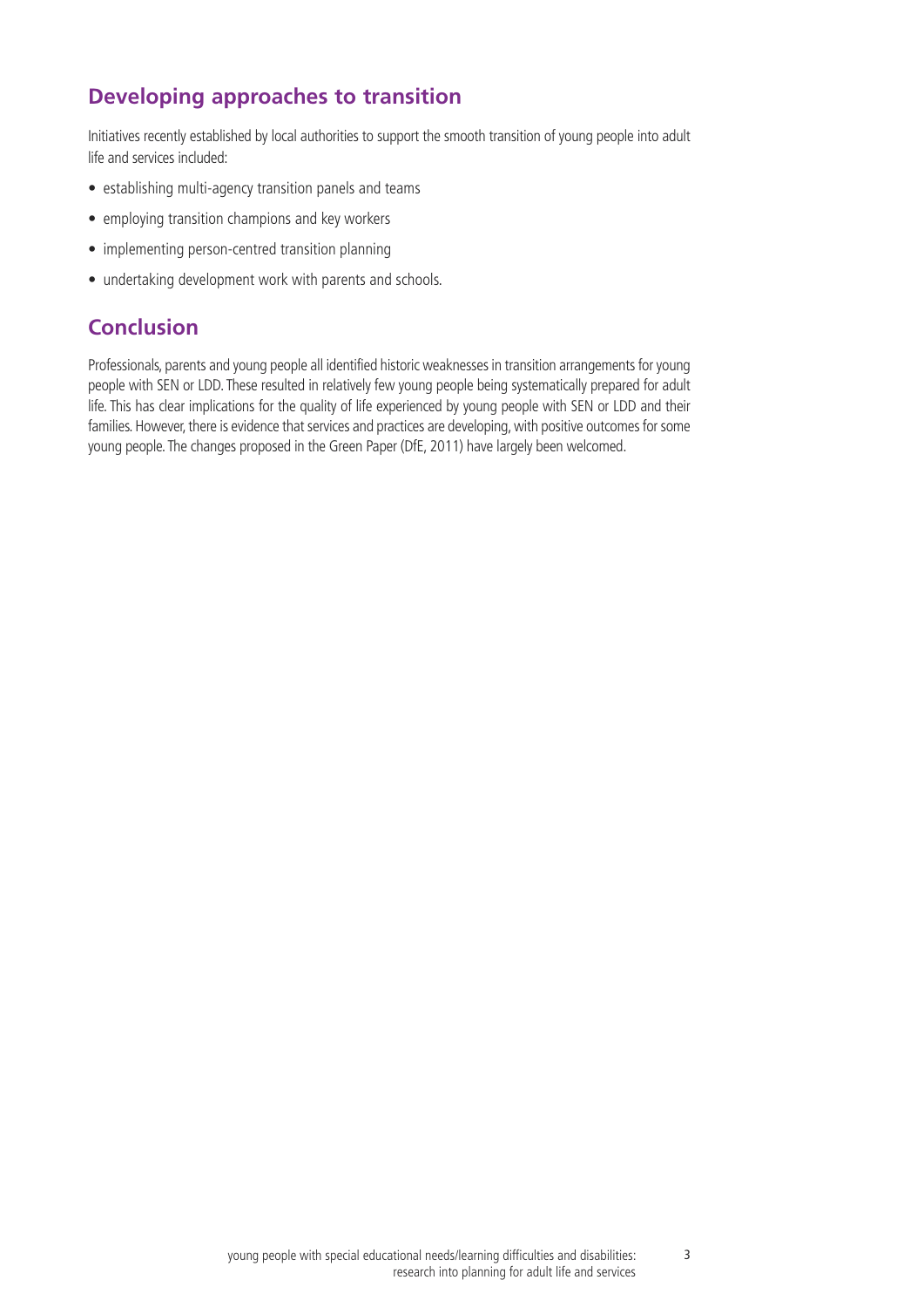## Developing approaches to transition

Initiatives recently established by local authorities to support the smooth transition of young people into adult life and services included:

- establishing multi-agency transition panels and teams
- employing transition champions and key workers
- implementing person-centred transition planning
- undertaking development work with parents and schools.

## Conclusion

Professionals, parents and young people all identified historic weaknesses in transition arrangements for young people with SEN or LDD. These resulted in relatively few young people being systematically prepared for adult life. This has clear implications for the quality of life experienced by young people with SEN or LDD and their families. However, there is evidence that services and practices are developing, with positive outcomes for some young people. The changes proposed in the Green Paper (DfE, 2011) have largely been welcomed.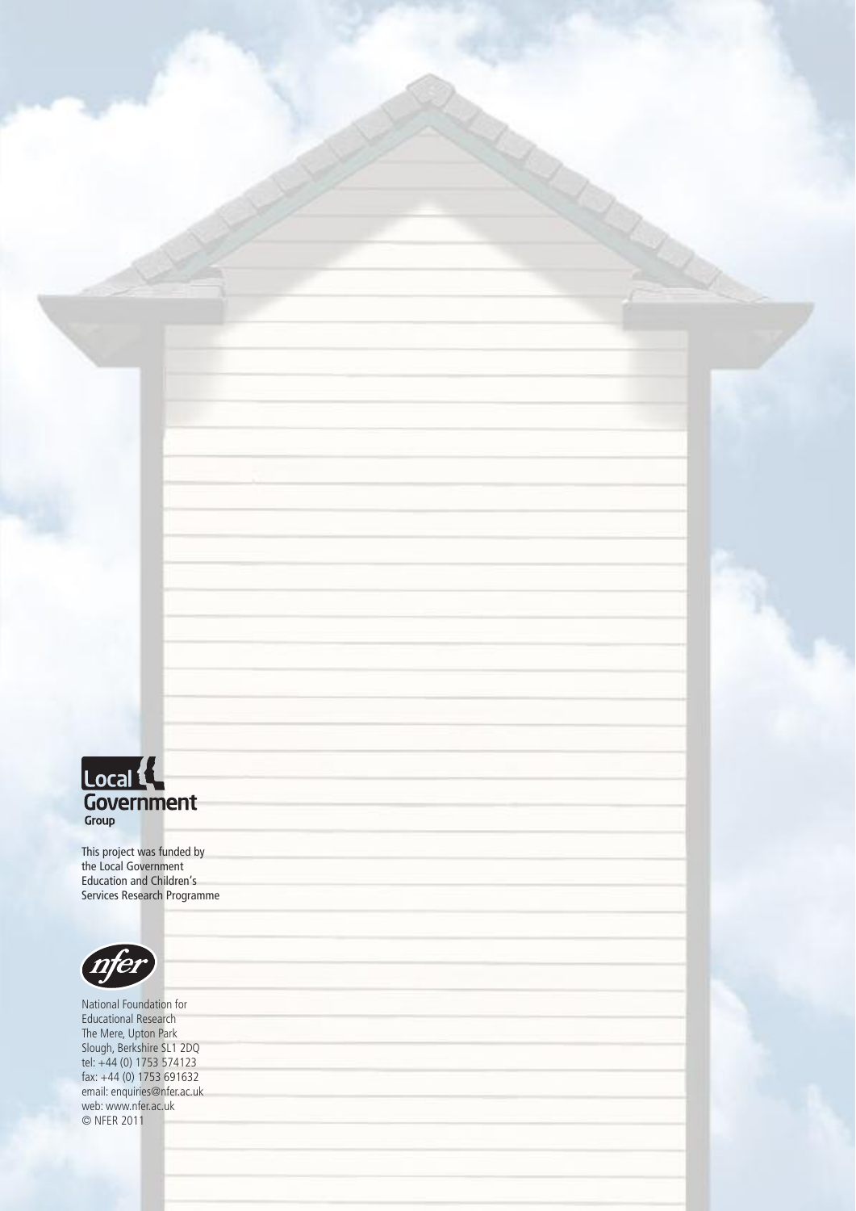Local Government Group

This project was funded by the Local Government Education and Children's Services Research Programme

National Foundation for Educational Research
The Mere, Upton Park
Slough, Berkshire SL1 2DQ
tel: +44 (0) 1753 574123
fax: +44 (0) 1753 691632
email: enquiries@nfer.ac.uk
web: www.nfer.ac.uk
© NFER 2011